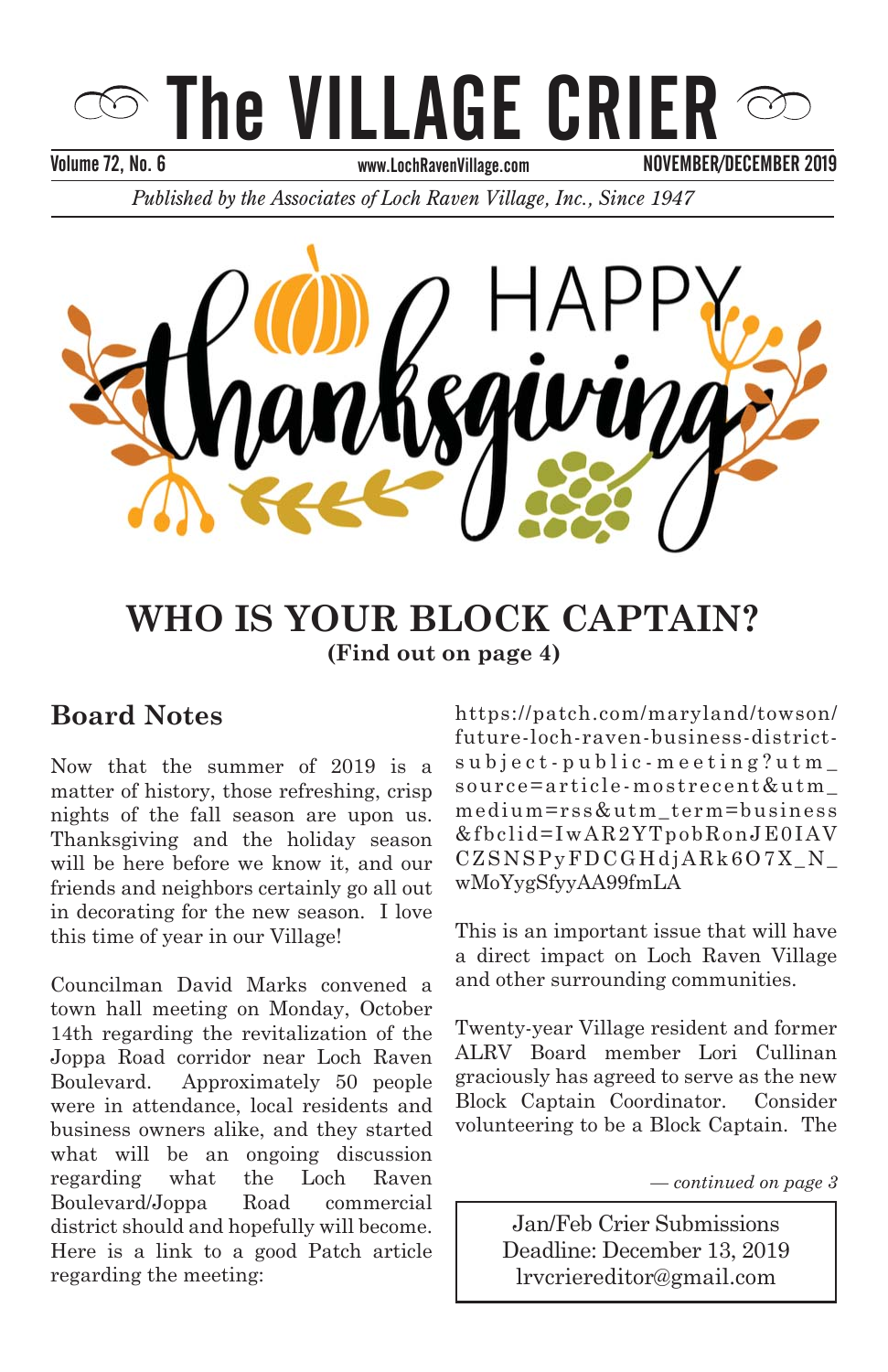# The VILLAGE CRIER

Volume 72, No. 6 www.LochRavenVillage.com NOVEMBER/DECEMBER 2019

*Published by the Associates of Loch Raven Village, Inc., Since 1947*

HAPPY thanksgiving

## WHO IS YOUR BLOCK CAPTAIN?

**(Find out on page 4)**

## Board Notes

Now that the summer of 2019 is a matter of history, those refreshing, crisp nights of the fall season are upon us. Thanksgiving and the holiday season will be here before we know it, and our friends and neighbors certainly go all out in decorating for the new season. I love this time of year in our Village!

Councilman David Marks convened a town hall meeting on Monday, October 14th regarding the revitalization of the Joppa Road corridor near Loch Raven Boulevard. Approximately 50 people were in attendance, local residents and business owners alike, and they started what will be an ongoing discussion regarding what the Loch Raven Boulevard/Joppa Road commercial district should and hopefully will become. Here is a link to a good Patch article regarding the meeting:

https://patch.com/maryland/towson/future-loch-raven-business-district-subject-public-meeting?utm_source=article-mostrecent&utm_medium=rss&utm_term=business&fbclid=IwAR2YTpobRonJE0IAVCZSNSPyFDCGHdjARk6O7X_N_wMoYygSfyyAA99fmLA

This is an important issue that will have a direct impact on Loch Raven Village and other surrounding communities.

Twenty-year Village resident and former ALRV Board member Lori Cullinan graciously has agreed to serve as the new Block Captain Coordinator. Consider volunteering to be a Block Captain. The

*— continued on page 3*

Jan/Feb Crier Submissions
Deadline: December 13, 2019
lrvcriereditor@gmail.com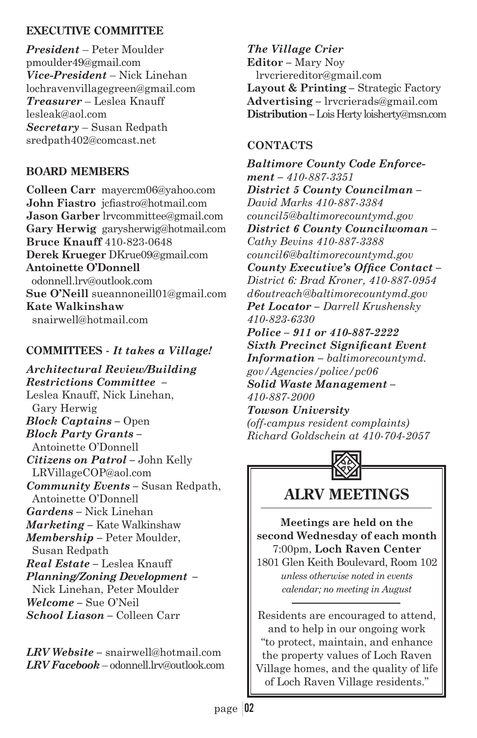## EXECUTIVE COMMITTEE

***President*** – Peter Moulder
pmoulder49@gmail.com
***Vice-President*** – Nick Linehan
lochravenvillagegreen@gmail.com
***Treasurer*** – Leslea Knauff
lesleak@aol.com
***Secretary*** – Susan Redpath
sredpath402@comcast.net

## BOARD MEMBERS

**Colleen Carr** mayercm06@yahoo.com
**John Fiastro** jcfiastro@hotmail.com
**Jason Garber** lrvcommittee@gmail.com
**Gary Herwig** garysherwig@hotmail.com
**Bruce Knauff** 410-823-0648
**Derek Krueger** DKrue09@gmail.com
**Antoinette O'Donnell**
odonnell.lrv@outlook.com
**Sue O'Neill** sueannoneill01@gmail.com
**Kate Walkinshaw**
snairwell@hotmail.com

## COMMITTEES - *It takes a Village!*

***Architectural Review/Building Restrictions Committee*** – Leslea Knauff, Nick Linehan, Gary Herwig
***Block Captains*** – Open
***Block Party Grants*** – Antoinette O'Donnell
***Citizens on Patrol*** – John Kelly
LRVillageCOP@aol.com
***Community Events*** – Susan Redpath, Antoinette O'Donnell
***Gardens*** – Nick Linehan
***Marketing*** – Kate Walkinshaw
***Membership*** – Peter Moulder, Susan Redpath
***Real Estate*** – Leslea Knauff
***Planning/Zoning Development*** – Nick Linehan, Peter Moulder
***Welcome*** – Sue O'Neil
***School Liason*** – Colleen Carr

***LRV Website*** – snairwell@hotmail.com
***LRV Facebook*** – odonnell.lrv@outlook.com

***The Village Crier***
**Editor** – Mary Noy
lrvcriereditor@gmail.com
**Layout & Printing** – Strategic Factory
**Advertising** – lrvcrierads@gmail.com
**Distribution** – Lois Herty loisherty@msn.com

## CONTACTS

***Baltimore County Code Enforcement*** – *410-887-3351*
***District 5 County Councilman*** – *David Marks 410-887-3384*
*council5@baltimorecountymd.gov*
***District 6 County Councilwoman*** – *Cathy Bevins 410-887-3388*
*council6@baltimorecountymd.gov*
***County Executive's Office Contact*** – *District 6: Brad Kroner, 410-887-0954*
*d6outreach@baltimorecountymd.gov*
***Pet Locator*** – *Darrell Krushensky 410-823-6330*
***Police – 911 or 410-887-2222***
***Sixth Precinct Significant Event Information*** – *baltimorecountymd.gov/Agencies/police/pc06*
***Solid Waste Management*** – *410-887-2000*
***Towson University***
*(off-campus resident complaints)*
*Richard Goldschein at 410-704-2057*

## ALRV MEETINGS

**Meetings are held on the second Wednesday of each month**
7:00pm, **Loch Raven Center**
1801 Glen Keith Boulevard, Room 102
*unless otherwise noted in events calendar; no meeting in August*

Residents are encouraged to attend, and to help in our ongoing work "to protect, maintain, and enhance the property values of Loch Raven Village homes, and the quality of life of Loch Raven Village residents."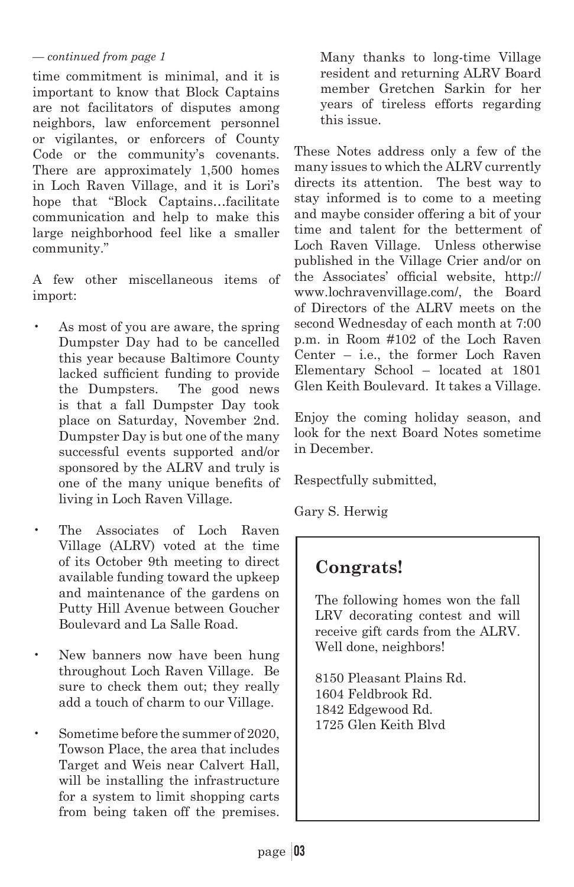*— continued from page 1*

time commitment is minimal, and it is important to know that Block Captains are not facilitators of disputes among neighbors, law enforcement personnel or vigilantes, or enforcers of County Code or the community's covenants. There are approximately 1,500 homes in Loch Raven Village, and it is Lori's hope that "Block Captains…facilitate communication and help to make this large neighborhood feel like a smaller community."

A few other miscellaneous items of import:

- As most of you are aware, the spring Dumpster Day had to be cancelled this year because Baltimore County lacked sufficient funding to provide the Dumpsters. The good news is that a fall Dumpster Day took place on Saturday, November 2nd. Dumpster Day is but one of the many successful events supported and/or sponsored by the ALRV and truly is one of the many unique benefits of living in Loch Raven Village.

- The Associates of Loch Raven Village (ALRV) voted at the time of its October 9th meeting to direct available funding toward the upkeep and maintenance of the gardens on Putty Hill Avenue between Goucher Boulevard and La Salle Road.

- New banners now have been hung throughout Loch Raven Village. Be sure to check them out; they really add a touch of charm to our Village.

- Sometime before the summer of 2020, Towson Place, the area that includes Target and Weis near Calvert Hall, will be installing the infrastructure for a system to limit shopping carts from being taken off the premises. Many thanks to long-time Village resident and returning ALRV Board member Gretchen Sarkin for her years of tireless efforts regarding this issue.

These Notes address only a few of the many issues to which the ALRV currently directs its attention. The best way to stay informed is to come to a meeting and maybe consider offering a bit of your time and talent for the betterment of Loch Raven Village. Unless otherwise published in the Village Crier and/or on the Associates' official website, http://www.lochravenvillage.com/, the Board of Directors of the ALRV meets on the second Wednesday of each month at 7:00 p.m. in Room #102 of the Loch Raven Center – i.e., the former Loch Raven Elementary School – located at 1801 Glen Keith Boulevard. It takes a Village.

Enjoy the coming holiday season, and look for the next Board Notes sometime in December.

Respectfully submitted,

Gary S. Herwig

## Congrats!

The following homes won the fall LRV decorating contest and will receive gift cards from the ALRV. Well done, neighbors!

8150 Pleasant Plains Rd.
1604 Feldbrook Rd.
1842 Edgewood Rd.
1725 Glen Keith Blvd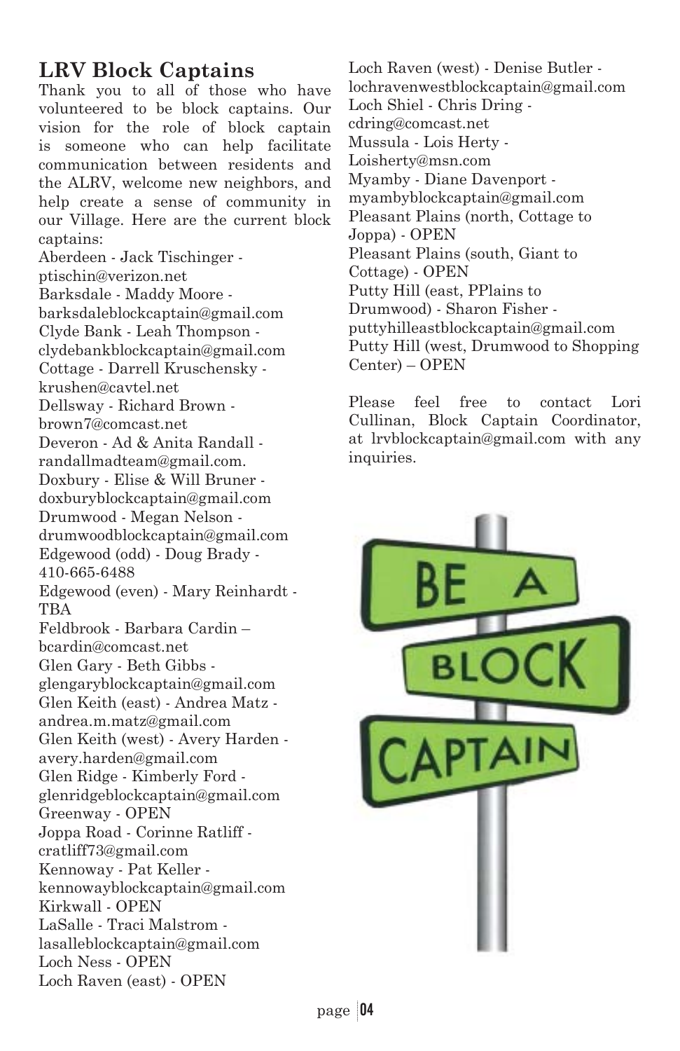## LRV Block Captains

Thank you to all of those who have volunteered to be block captains. Our vision for the role of block captain is someone who can help facilitate communication between residents and the ALRV, welcome new neighbors, and help create a sense of community in our Village. Here are the current block captains:

Aberdeen - Jack Tischinger - ptischin@verizon.net
Barksdale - Maddy Moore - barksdaleblockcaptain@gmail.com
Clyde Bank - Leah Thompson - clydebankblockcaptain@gmail.com
Cottage - Darrell Kruschensky - krushen@cavtel.net
Dellsway - Richard Brown - brown7@comcast.net
Deveron - Ad & Anita Randall - randallmadteam@gmail.com.
Doxbury - Elise & Will Bruner - doxburyblockcaptain@gmail.com
Drumwood - Megan Nelson - drumwoodblockcaptain@gmail.com
Edgewood (odd) - Doug Brady - 410-665-6488
Edgewood (even) - Mary Reinhardt - TBA
Feldbrook - Barbara Cardin – bcardin@comcast.net
Glen Gary - Beth Gibbs - glengaryblockcaptain@gmail.com
Glen Keith (east) - Andrea Matz - andrea.m.matz@gmail.com
Glen Keith (west) - Avery Harden - avery.harden@gmail.com
Glen Ridge - Kimberly Ford - glenridgeblockcaptain@gmail.com
Greenway - OPEN
Joppa Road - Corinne Ratliff - cratliff73@gmail.com
Kennoway - Pat Keller - kennowayblockcaptain@gmail.com
Kirkwall - OPEN
LaSalle - Traci Malstrom - lasalleblockcaptain@gmail.com
Loch Ness - OPEN
Loch Raven (east) - OPEN
Loch Raven (west) - Denise Butler - lochravenwestblockcaptain@gmail.com
Loch Shiel - Chris Dring - cdring@comcast.net
Mussula - Lois Herty - Loisherty@msn.com
Myamby - Diane Davenport - myambyblockcaptain@gmail.com
Pleasant Plains (north, Cottage to Joppa) - OPEN
Pleasant Plains (south, Giant to Cottage) - OPEN
Putty Hill (east, PPlains to Drumwood) - Sharon Fisher - puttyhilleastblockcaptain@gmail.com
Putty Hill (west, Drumwood to Shopping Center) – OPEN

Please feel free to contact Lori Cullinan, Block Captain Coordinator, at lrvblockcaptain@gmail.com with any inquiries.

BE A BLOCK CAPTAIN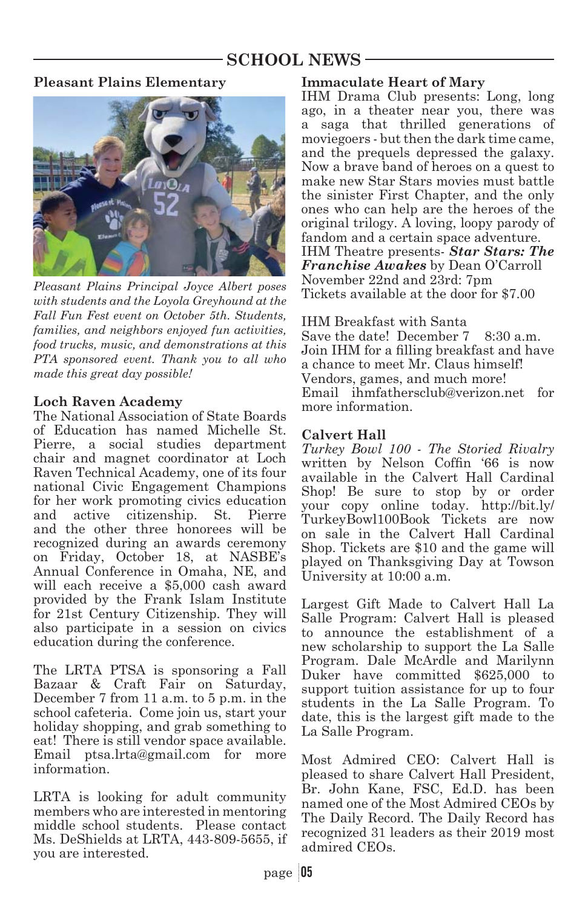## SCHOOL NEWS

### Pleasant Plains Elementary

*Pleasant Plains Principal Joyce Albert poses with students and the Loyola Greyhound at the Fall Fun Fest event on October 5th. Students, families, and neighbors enjoyed fun activities, food trucks, music, and demonstrations at this PTA sponsored event. Thank you to all who made this great day possible!*

### Loch Raven Academy

The National Association of State Boards of Education has named Michelle St. Pierre, a social studies department chair and magnet coordinator at Loch Raven Technical Academy, one of its four national Civic Engagement Champions for her work promoting civics education and active citizenship. St. Pierre and the other three honorees will be recognized during an awards ceremony on Friday, October 18, at NASBE's Annual Conference in Omaha, NE, and will each receive a $5,000 cash award provided by the Frank Islam Institute for 21st Century Citizenship. They will also participate in a session on civics education during the conference.

The LRTA PTSA is sponsoring a Fall Bazaar & Craft Fair on Saturday, December 7 from 11 a.m. to 5 p.m. in the school cafeteria. Come join us, start your holiday shopping, and grab something to eat! There is still vendor space available. Email ptsa.lrta@gmail.com for more information.

LRTA is looking for adult community members who are interested in mentoring middle school students. Please contact Ms. DeShields at LRTA, 443-809-5655, if you are interested.

### Immaculate Heart of Mary

IHM Drama Club presents: Long, long ago, in a theater near you, there was a saga that thrilled generations of moviegoers - but then the dark time came, and the prequels depressed the galaxy. Now a brave band of heroes on a quest to make new Star Stars movies must battle the sinister First Chapter, and the only ones who can help are the heroes of the original trilogy. A loving, loopy parody of fandom and a certain space adventure.

IHM Theatre presents- ***Star Stars: The Franchise Awakes*** by Dean O'Carroll
November 22nd and 23rd: 7pm
Tickets available at the door for $7.00

IHM Breakfast with Santa
Save the date! December 7 8:30 a.m.
Join IHM for a filling breakfast and have a chance to meet Mr. Claus himself!
Vendors, games, and much more!
Email ihmfathersclub@verizon.net for more information.

### Calvert Hall

*Turkey Bowl 100 - The Storied Rivalry* written by Nelson Coffin '66 is now available in the Calvert Hall Cardinal Shop! Be sure to stop by or order your copy online today. http://bit.ly/TurkeyBowl100Book Tickets are now on sale in the Calvert Hall Cardinal Shop. Tickets are $10 and the game will played on Thanksgiving Day at Towson University at 10:00 a.m.

Largest Gift Made to Calvert Hall La Salle Program: Calvert Hall is pleased to announce the establishment of a new scholarship to support the La Salle Program. Dale McArdle and Marilynn Duker have committed $625,000 to support tuition assistance for up to four students in the La Salle Program. To date, this is the largest gift made to the La Salle Program.

Most Admired CEO: Calvert Hall is pleased to share Calvert Hall President, Br. John Kane, FSC, Ed.D. has been named one of the Most Admired CEOs by The Daily Record. The Daily Record has recognized 31 leaders as their 2019 most admired CEOs.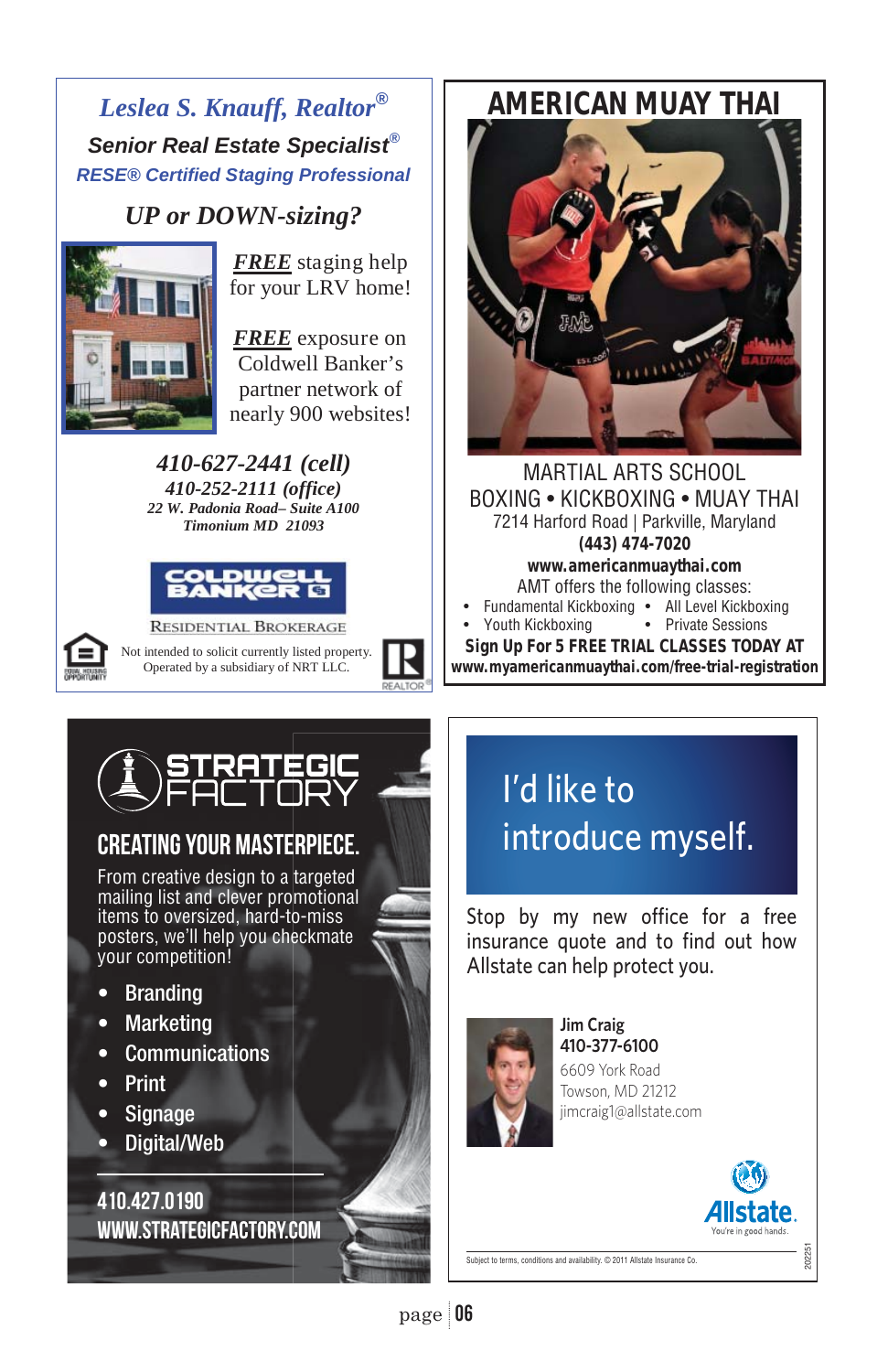## *Leslea S. Knauff, Realtor®*

***Senior Real Estate Specialist®***

***RESE® Certified Staging Professional***

### *UP or DOWN-sizing?*

***FREE*** staging help for your LRV home!

***FREE*** exposure on Coldwell Banker's partner network of nearly 900 websites!

***410-627-2441 (cell)***
***410-252-2111 (office)***
***22 W. Padonia Road– Suite A100***
***Timonium MD 21093***

COLDWELL BANKER
RESIDENTIAL BROKERAGE

Not intended to solicit currently listed property. Operated by a subsidiary of NRT LLC.

---

# AMERICAN MUAY THAI

MARTIAL ARTS SCHOOL
BOXING • KICKBOXING • MUAY THAI
7214 Harford Road | Parkville, Maryland
**(443) 474-7020**
**www.americanmuaythai.com**

AMT offers the following classes:

- Fundamental Kickboxing
- All Level Kickboxing
- Youth Kickboxing
- Private Sessions

**Sign Up For 5 FREE TRIAL CLASSES TODAY AT**
**www.myamericanmuaythai.com/free-trial-registration**

---

# STRATEGIC FACTORY

## CREATING YOUR MASTERPIECE.

From creative design to a targeted mailing list and clever promotional items to oversized, hard-to-miss posters, we'll help you checkmate your competition!

- Branding
- Marketing
- Communications
- Print
- Signage
- Digital/Web

**410.427.0190**
**WWW.STRATEGICFACTORY.COM**

---

# I'd like to introduce myself.

Stop by my new office for a free insurance quote and to find out how Allstate can help protect you.

**Jim Craig**
**410-377-6100**
6609 York Road
Towson, MD 21212
jimcraig1@allstate.com

Allstate. You're in good hands.

Subject to terms, conditions and availability. © 2011 Allstate Insurance Co.

202251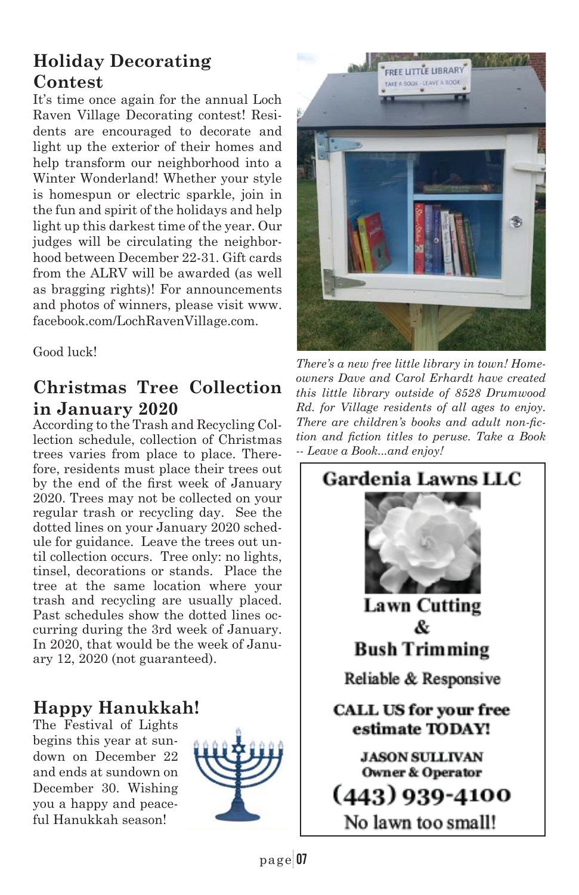## Holiday Decorating Contest

It's time once again for the annual Loch Raven Village Decorating contest! Residents are encouraged to decorate and light up the exterior of their homes and help transform our neighborhood into a Winter Wonderland! Whether your style is homespun or electric sparkle, join in the fun and spirit of the holidays and help light up this darkest time of the year. Our judges will be circulating the neighborhood between December 22-31. Gift cards from the ALRV will be awarded (as well as bragging rights)! For announcements and photos of winners, please visit www.facebook.com/LochRavenVillage.com.

Good luck!

## Christmas Tree Collection in January 2020

According to the Trash and Recycling Collection schedule, collection of Christmas trees varies from place to place. Therefore, residents must place their trees out by the end of the first week of January 2020. Trees may not be collected on your regular trash or recycling day. See the dotted lines on your January 2020 schedule for guidance. Leave the trees out until collection occurs. Tree only: no lights, tinsel, decorations or stands. Place the tree at the same location where your trash and recycling are usually placed. Past schedules show the dotted lines occurring during the 3rd week of January. In 2020, that would be the week of January 12, 2020 (not guaranteed).

## Happy Hanukkah!

The Festival of Lights begins this year at sundown on December 22 and ends at sundown on December 30. Wishing you a happy and peaceful Hanukkah season!

*There's a new free little library in town! Homeowners Dave and Carol Erhardt have created this little library outside of 8528 Drumwood Rd. for Village residents of all ages to enjoy. There are children's books and adult non-fiction and fiction titles to peruse. Take a Book -- Leave a Book...and enjoy!*

**Gardenia Lawns LLC**

**Lawn Cutting & Bush Trimming**

Reliable & Responsive

**CALL US for your free estimate TODAY!**

**JASON SULLIVAN**
**Owner & Operator**

**(443) 939-4100**

No lawn too small!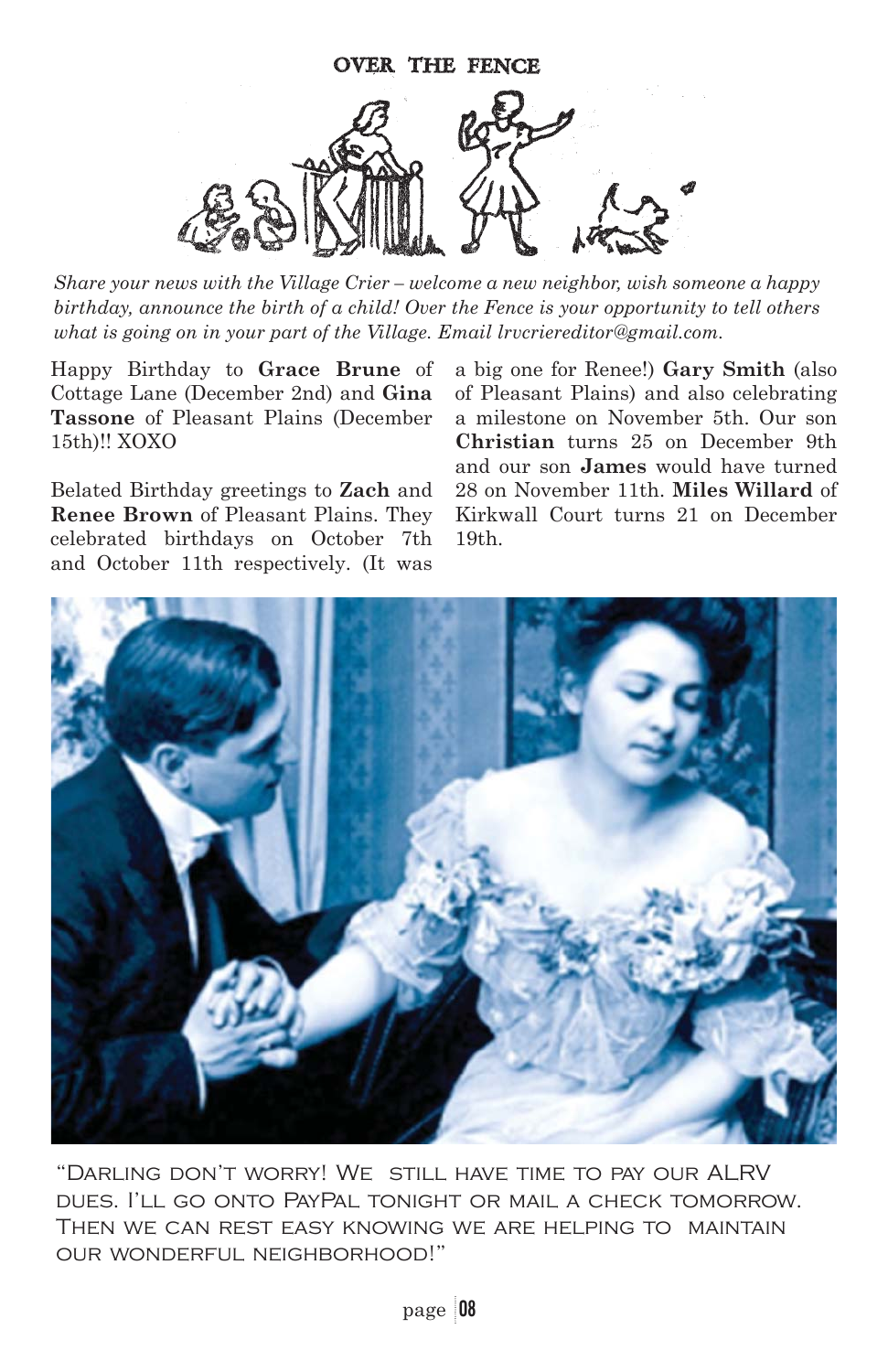## OVER THE FENCE

*Share your news with the Village Crier – welcome a new neighbor, wish someone a happy birthday, announce the birth of a child! Over the Fence is your opportunity to tell others what is going on in your part of the Village. Email lrvcriereditor@gmail.com.*

Happy Birthday to **Grace Brune** of Cottage Lane (December 2nd) and **Gina Tassone** of Pleasant Plains (December 15th)!! XOXO

Belated Birthday greetings to **Zach** and **Renee Brown** of Pleasant Plains. They celebrated birthdays on October 7th and October 11th respectively. (It was a big one for Renee!) **Gary Smith** (also of Pleasant Plains) and also celebrating a milestone on November 5th. Our son **Christian** turns 25 on December 9th and our son **James** would have turned 28 on November 11th. **Miles Willard** of Kirkwall Court turns 21 on December 19th.

"Darling don't worry! We still have time to pay our ALRV dues. I'll go onto PayPal tonight or mail a check tomorrow. Then we can rest easy knowing we are helping to maintain our wonderful neighborhood!"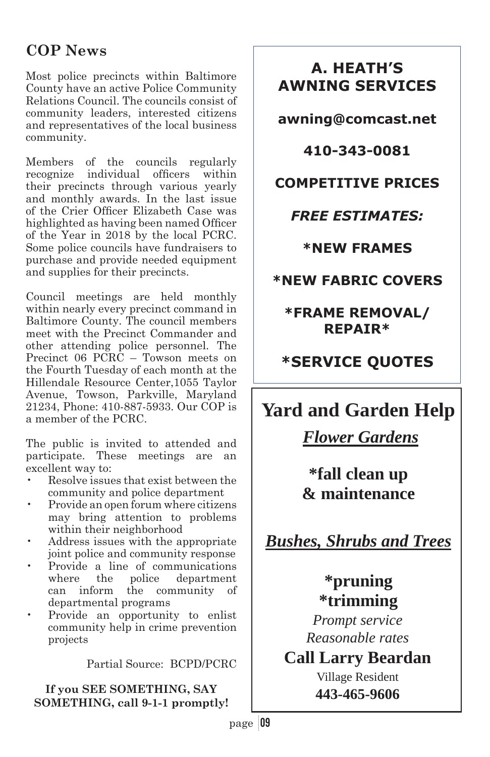## COP News

Most police precincts within Baltimore County have an active Police Community Relations Council. The councils consist of community leaders, interested citizens and representatives of the local business community.

Members of the councils regularly recognize individual officers within their precincts through various yearly and monthly awards. In the last issue of the Crier Officer Elizabeth Case was highlighted as having been named Officer of the Year in 2018 by the local PCRC. Some police councils have fundraisers to purchase and provide needed equipment and supplies for their precincts.

Council meetings are held monthly within nearly every precinct command in Baltimore County. The council members meet with the Precinct Commander and other attending police personnel. The Precinct 06 PCRC – Towson meets on the Fourth Tuesday of each month at the Hillendale Resource Center,1055 Taylor Avenue, Towson, Parkville, Maryland 21234, Phone: 410-887-5933. Our COP is a member of the PCRC.

The public is invited to attended and participate. These meetings are an excellent way to:

- Resolve issues that exist between the community and police department
- Provide an open forum where citizens may bring attention to problems within their neighborhood
- Address issues with the appropriate joint police and community response
- Provide a line of communications where the police department can inform the community of departmental programs
- Provide an opportunity to enlist community help in crime prevention projects

Partial Source: BCPD/PCRC

**If you SEE SOMETHING, SAY SOMETHING, call 9-1-1 promptly!**

---

**A. HEATH'S AWNING SERVICES**

**awning@comcast.net**

**410-343-0081**

**COMPETITIVE PRICES**

***FREE ESTIMATES:***

**\*NEW FRAMES**

**\*NEW FABRIC COVERS**

**\*FRAME REMOVAL/ REPAIR\***

**\*SERVICE QUOTES**

---

**Yard and Garden Help**

***Flower Gardens***

**\*fall clean up & maintenance**

***Bushes, Shrubs and Trees***

**\*pruning**
**\*trimming**

*Prompt service*
*Reasonable rates*

**Call Larry Beardan**

Village Resident

**443-465-9606**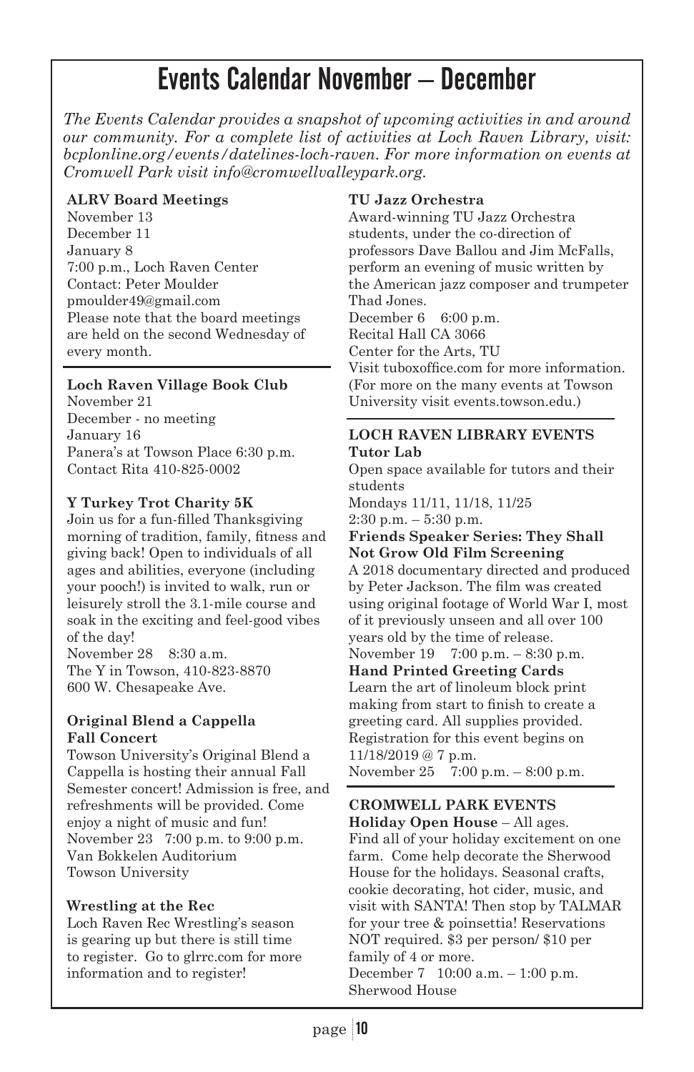# Events Calendar November – December

*The Events Calendar provides a snapshot of upcoming activities in and around our community. For a complete list of activities at Loch Raven Library, visit: bcplonline.org/events/datelines-loch-raven. For more information on events at Cromwell Park visit info@cromwellvalleypark.org.*

**ALRV Board Meetings**
November 13
December 11
January 8
7:00 p.m., Loch Raven Center
Contact: Peter Moulder
pmoulder49@gmail.com
Please note that the board meetings are held on the second Wednesday of every month.

**Loch Raven Village Book Club**
November 21
December - no meeting
January 16
Panera's at Towson Place 6:30 p.m.
Contact Rita 410-825-0002

**Y Turkey Trot Charity 5K**
Join us for a fun-filled Thanksgiving morning of tradition, family, fitness and giving back! Open to individuals of all ages and abilities, everyone (including your pooch!) is invited to walk, run or leisurely stroll the 3.1-mile course and soak in the exciting and feel-good vibes of the day!
November 28 8:30 a.m.
The Y in Towson, 410-823-8870
600 W. Chesapeake Ave.

**Original Blend a Cappella Fall Concert**
Towson University's Original Blend a Cappella is hosting their annual Fall Semester concert! Admission is free, and refreshments will be provided. Come enjoy a night of music and fun!
November 23 7:00 p.m. to 9:00 p.m.
Van Bokkelen Auditorium
Towson University

**Wrestling at the Rec**
Loch Raven Rec Wrestling's season is gearing up but there is still time to register. Go to glrrc.com for more information and to register!

**TU Jazz Orchestra**
Award-winning TU Jazz Orchestra students, under the co-direction of professors Dave Ballou and Jim McFalls, perform an evening of music written by the American jazz composer and trumpeter Thad Jones.
December 6 6:00 p.m.
Recital Hall CA 3066
Center for the Arts, TU
Visit tuboxoffice.com for more information. (For more on the many events at Towson University visit events.towson.edu.)

**LOCH RAVEN LIBRARY EVENTS**

**Tutor Lab**
Open space available for tutors and their students
Mondays 11/11, 11/18, 11/25
2:30 p.m. – 5:30 p.m.

**Friends Speaker Series: They Shall Not Grow Old Film Screening**
A 2018 documentary directed and produced by Peter Jackson. The film was created using original footage of World War I, most of it previously unseen and all over 100 years old by the time of release.
November 19 7:00 p.m. – 8:30 p.m.

**Hand Printed Greeting Cards**
Learn the art of linoleum block print making from start to finish to create a greeting card. All supplies provided. Registration for this event begins on 11/18/2019 @ 7 p.m.
November 25 7:00 p.m. – 8:00 p.m.

**CROMWELL PARK EVENTS**

**Holiday Open House** – All ages.
Find all of your holiday excitement on one farm. Come help decorate the Sherwood House for the holidays. Seasonal crafts, cookie decorating, hot cider, music, and visit with SANTA! Then stop by TALMAR for your tree & poinsettia! Reservations NOT required. $3 per person/ $10 per family of 4 or more.
December 7 10:00 a.m. – 1:00 p.m.
Sherwood House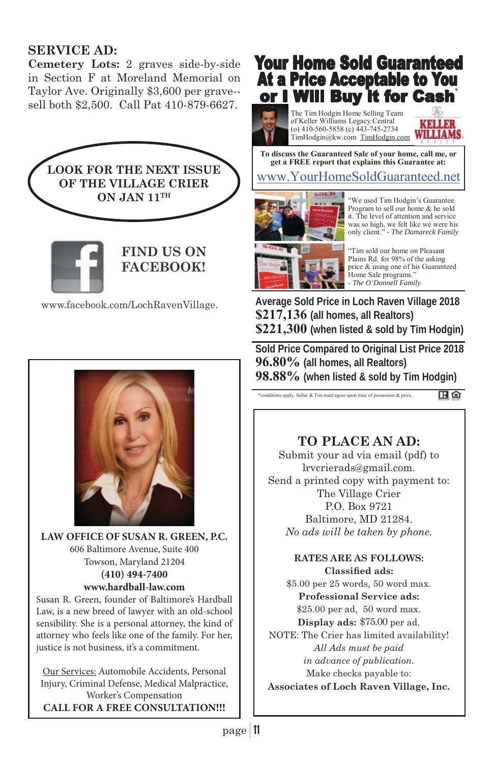## SERVICE AD:

**Cemetery Lots:** 2 graves side-by-side in Section F at Moreland Memorial on Taylor Ave. Originally $3,600 per grave--sell both $2,500. Call Pat 410-879-6627.

**LOOK FOR THE NEXT ISSUE OF THE VILLAGE CRIER ON JAN 11TH**

**FIND US ON FACEBOOK!**

www.facebook.com/LochRavenVillage.

**LAW OFFICE OF SUSAN R. GREEN, P.C.**
606 Baltimore Avenue, Suite 400
Towson, Maryland 21204
**(410) 494-7400**
**www.hardball-law.com**

Susan R. Green, founder of Baltimore's Hardball Law, is a new breed of lawyer with an old-school sensibility. She is a personal attorney, the kind of attorney who feels like one of the family. For her, justice is not business, it's a commitment.

Our Services: Automobile Accidents, Personal Injury, Criminal Defense, Medical Malpractice, Worker's Compensation

**CALL FOR A FREE CONSULTATION!!!**

# Your Home Sold Guaranteed At a Price Acceptable to You or I Will Buy It for Cash*

The Tim Hodgin Home Selling Team
of Keller Williams Legacy Central
(o) 410-560-5858 (c) 443-745-2734
TimHodgin@kw.com TimHodgin.com

KELLER WILLIAMS REALTY

**To discuss the Guaranteed Sale of your home, call me, or get a FREE report that explains this Guarantee at:**

www.YourHomeSoldGuaranteed.net

"We used Tim Hodgin's Guarantee Program to sell our home & he sold it. The level of attention and service was so high, we felt like we were his only client." - *The Damareck Family*

"Tim sold our home on Pleasant Plains Rd. for 98% of the asking price & using one of his Guaranteed Home Sale programs." - *The O'Donnell Family*

**Average Sold Price in Loch Raven Village 2018**
**$217,136** (all homes, all Realtors)
**$221,300** (when listed & sold by Tim Hodgin)

**Sold Price Compared to Original List Price 2018**
**96.80%** (all homes, all Realtors)
**98.88%** (when listed & sold by Tim Hodgin)

*conditions apply. Seller & Tim must agree upon time of possession & price.

## TO PLACE AN AD:

Submit your ad via email (pdf) to lrvcrierads@gmail.com.
Send a printed copy with payment to:
The Village Crier
P.O. Box 9721
Baltimore, MD 21284.
*No ads will be taken by phone.*

**RATES ARE AS FOLLOWS:**

**Classified ads:**
$5.00 per 25 words, 50 word max.

**Professional Service ads:**
$25.00 per ad, 50 word max.

**Display ads:** $75.00 per ad.

NOTE: The Crier has limited availability!
*All Ads must be paid in advance of publication.*
Make checks payable to:
**Associates of Loch Raven Village, Inc.**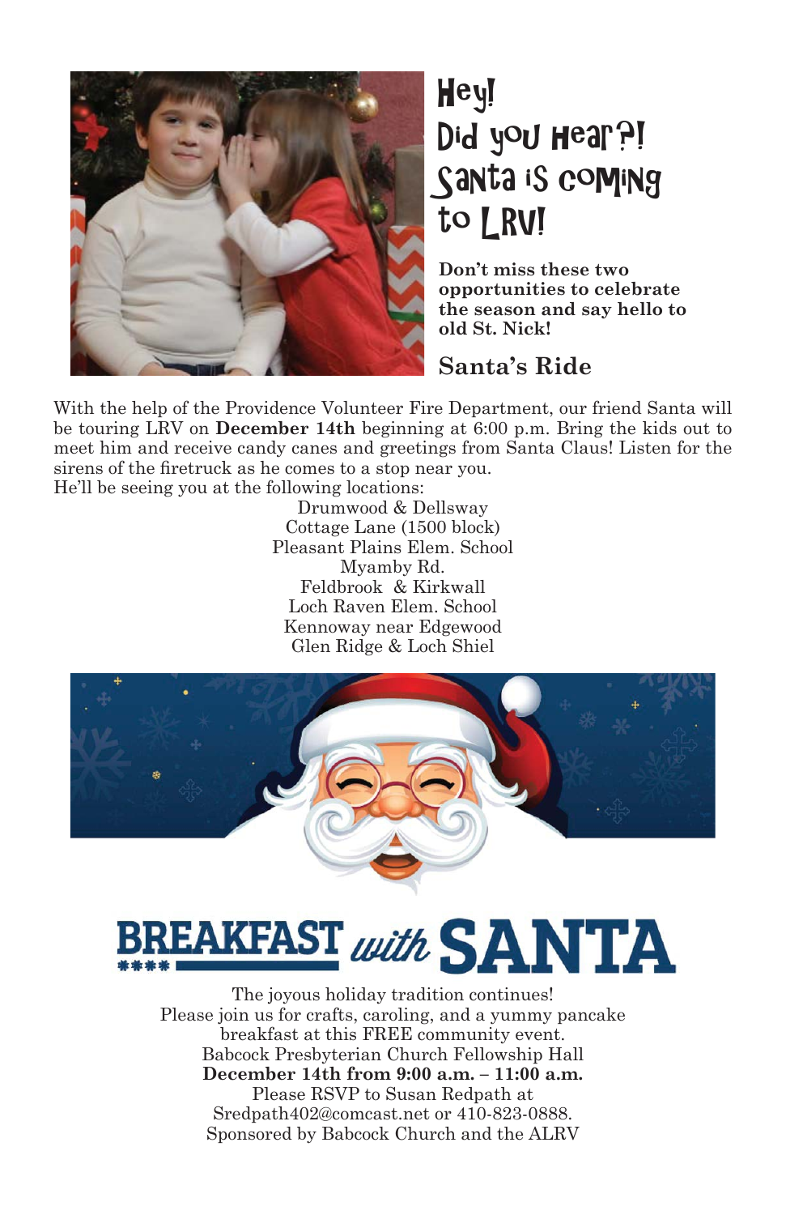# Hey! Did you Hear?! Santa is coming to LRV!

**Don't miss these two opportunities to celebrate the season and say hello to old St. Nick!**

## Santa's Ride

With the help of the Providence Volunteer Fire Department, our friend Santa will be touring LRV on **December 14th** beginning at 6:00 p.m. Bring the kids out to meet him and receive candy canes and greetings from Santa Claus! Listen for the sirens of the firetruck as he comes to a stop near you.
He'll be seeing you at the following locations:

Drumwood & Dellsway
Cottage Lane (1500 block)
Pleasant Plains Elem. School
Myamby Rd.
Feldbrook & Kirkwall
Loch Raven Elem. School
Kennoway near Edgewood
Glen Ridge & Loch Shiel

## BREAKFAST *with* SANTA

The joyous holiday tradition continues!
Please join us for crafts, caroling, and a yummy pancake breakfast at this FREE community event.
Babcock Presbyterian Church Fellowship Hall
**December 14th from 9:00 a.m. – 11:00 a.m.**
Please RSVP to Susan Redpath at Sredpath402@comcast.net or 410-823-0888.
Sponsored by Babcock Church and the ALRV